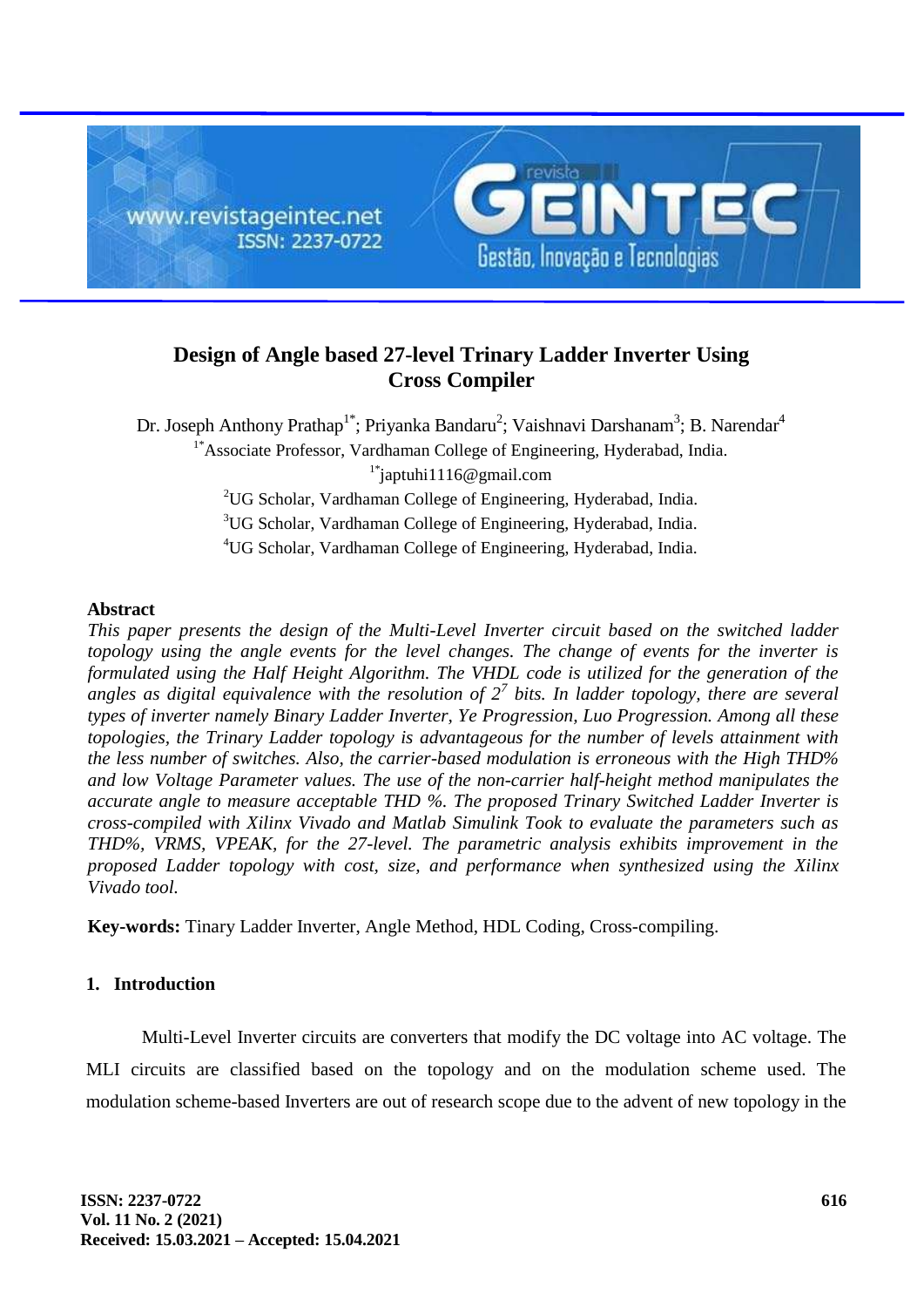# Design of Angle based 27-level Trinary Ladder Inverter Using Cross Compiler

Dr. Joseph Anthony Prathap[1*]; Priyanka Bandaru[2]; Vaishnavi Darshanam[3]; B. Narendar[4]

[1*]Associate Professor, Vardhaman College of Engineering, Hyderabad, India.

[1*]japtuhi1116@gmail.com

[2]UG Scholar, Vardhaman College of Engineering, Hyderabad, India.

[3]UG Scholar, Vardhaman College of Engineering, Hyderabad, India.

[4]UG Scholar, Vardhaman College of Engineering, Hyderabad, India.

## Abstract

*This paper presents the design of the Multi-Level Inverter circuit based on the switched ladder topology using the angle events for the level changes. The change of events for the inverter is formulated using the Half Height Algorithm. The VHDL code is utilized for the generation of the angles as digital equivalence with the resolution of $2^7$ bits. In ladder topology, there are several types of inverter namely Binary Ladder Inverter, Ye Progression, Luo Progression. Among all these topologies, the Trinary Ladder topology is advantageous for the number of levels attainment with the less number of switches. Also, the carrier-based modulation is erroneous with the High THD% and low Voltage Parameter values. The use of the non-carrier half-height method manipulates the accurate angle to measure acceptable THD %. The proposed Trinary Switched Ladder Inverter is cross-compiled with Xilinx Vivado and Matlab Simulink Took to evaluate the parameters such as THD%, VRMS, VPEAK, for the 27-level. The parametric analysis exhibits improvement in the proposed Ladder topology with cost, size, and performance when synthesized using the Xilinx Vivado tool.*

**Key-words:** Tinary Ladder Inverter, Angle Method, HDL Coding, Cross-compiling.

## 1. Introduction

Multi-Level Inverter circuits are converters that modify the DC voltage into AC voltage. The MLI circuits are classified based on the topology and on the modulation scheme used. The modulation scheme-based Inverters are out of research scope due to the advent of new topology in the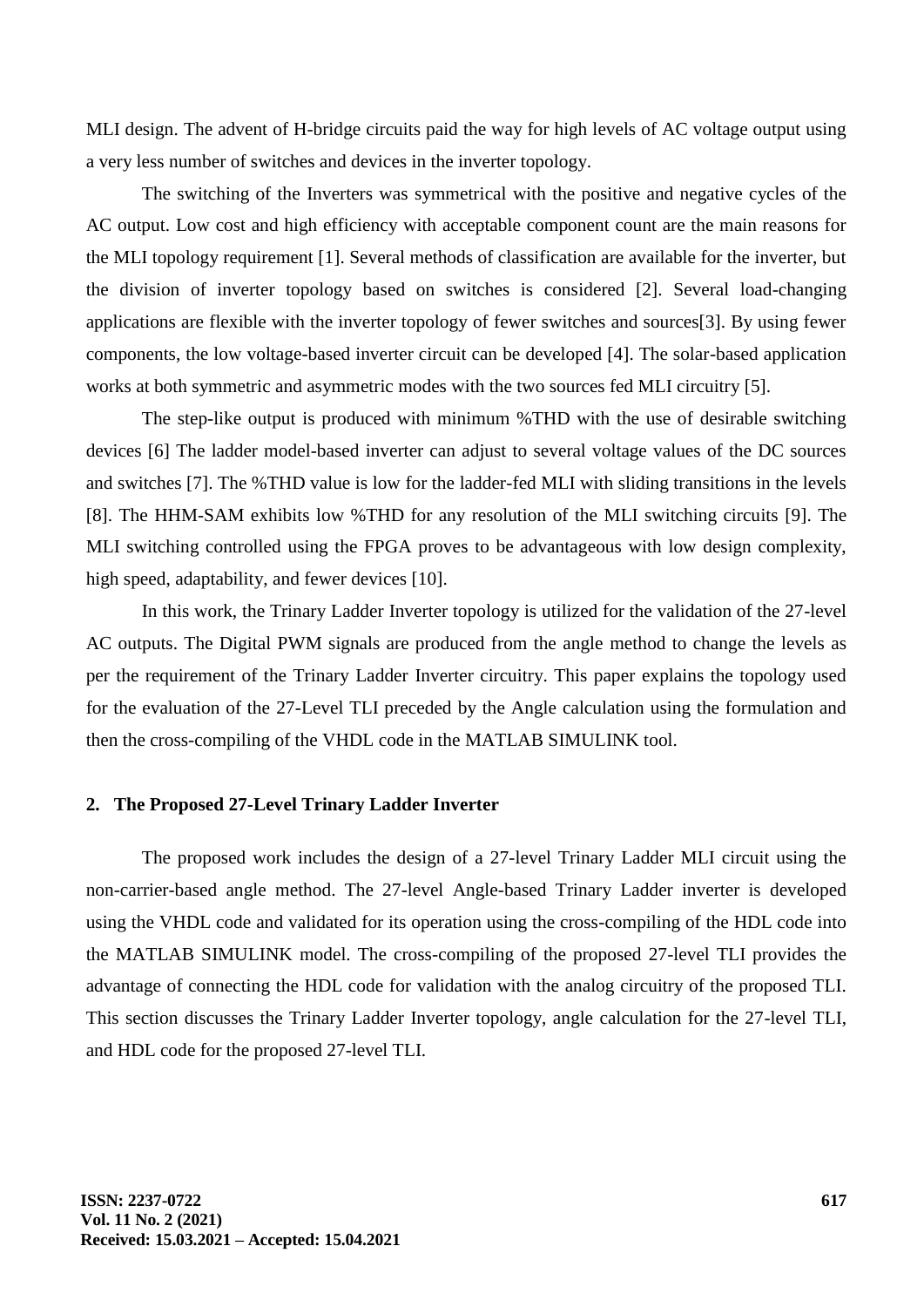MLI design. The advent of H-bridge circuits paid the way for high levels of AC voltage output using a very less number of switches and devices in the inverter topology.

The switching of the Inverters was symmetrical with the positive and negative cycles of the AC output. Low cost and high efficiency with acceptable component count are the main reasons for the MLI topology requirement [1]. Several methods of classification are available for the inverter, but the division of inverter topology based on switches is considered [2]. Several load-changing applications are flexible with the inverter topology of fewer switches and sources[3]. By using fewer components, the low voltage-based inverter circuit can be developed [4]. The solar-based application works at both symmetric and asymmetric modes with the two sources fed MLI circuitry [5].

The step-like output is produced with minimum %THD with the use of desirable switching devices [6] The ladder model-based inverter can adjust to several voltage values of the DC sources and switches [7]. The %THD value is low for the ladder-fed MLI with sliding transitions in the levels [8]. The HHM-SAM exhibits low %THD for any resolution of the MLI switching circuits [9]. The MLI switching controlled using the FPGA proves to be advantageous with low design complexity, high speed, adaptability, and fewer devices [10].

In this work, the Trinary Ladder Inverter topology is utilized for the validation of the 27-level AC outputs. The Digital PWM signals are produced from the angle method to change the levels as per the requirement of the Trinary Ladder Inverter circuitry. This paper explains the topology used for the evaluation of the 27-Level TLI preceded by the Angle calculation using the formulation and then the cross-compiling of the VHDL code in the MATLAB SIMULINK tool.

## 2. The Proposed 27-Level Trinary Ladder Inverter

The proposed work includes the design of a 27-level Trinary Ladder MLI circuit using the non-carrier-based angle method. The 27-level Angle-based Trinary Ladder inverter is developed using the VHDL code and validated for its operation using the cross-compiling of the HDL code into the MATLAB SIMULINK model. The cross-compiling of the proposed 27-level TLI provides the advantage of connecting the HDL code for validation with the analog circuitry of the proposed TLI. This section discusses the Trinary Ladder Inverter topology, angle calculation for the 27-level TLI, and HDL code for the proposed 27-level TLI.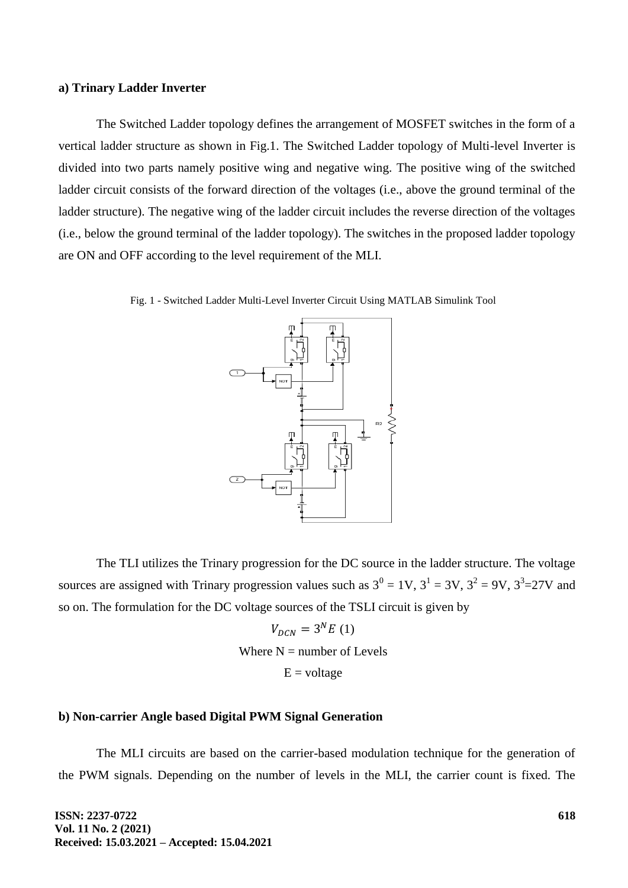### a) Trinary Ladder Inverter

The Switched Ladder topology defines the arrangement of MOSFET switches in the form of a vertical ladder structure as shown in Fig.1. The Switched Ladder topology of Multi-level Inverter is divided into two parts namely positive wing and negative wing. The positive wing of the switched ladder circuit consists of the forward direction of the voltages (i.e., above the ground terminal of the ladder structure). The negative wing of the ladder circuit includes the reverse direction of the voltages (i.e., below the ground terminal of the ladder topology). The switches in the proposed ladder topology are ON and OFF according to the level requirement of the MLI.

Fig. 1 - Switched Ladder Multi-Level Inverter Circuit Using MATLAB Simulink Tool

The TLI utilizes the Trinary progression for the DC source in the ladder structure. The voltage sources are assigned with Trinary progression values such as $3^0$ = 1V, $3^1$ = 3V, $3^2$ = 9V, $3^3$=27V and so on. The formulation for the DC voltage sources of the TSLI circuit is given by

$$V_{DCN} = 3^N E \quad (1)$$

Where N = number of Levels

E = voltage

### b) Non-carrier Angle based Digital PWM Signal Generation

The MLI circuits are based on the carrier-based modulation technique for the generation of the PWM signals. Depending on the number of levels in the MLI, the carrier count is fixed. The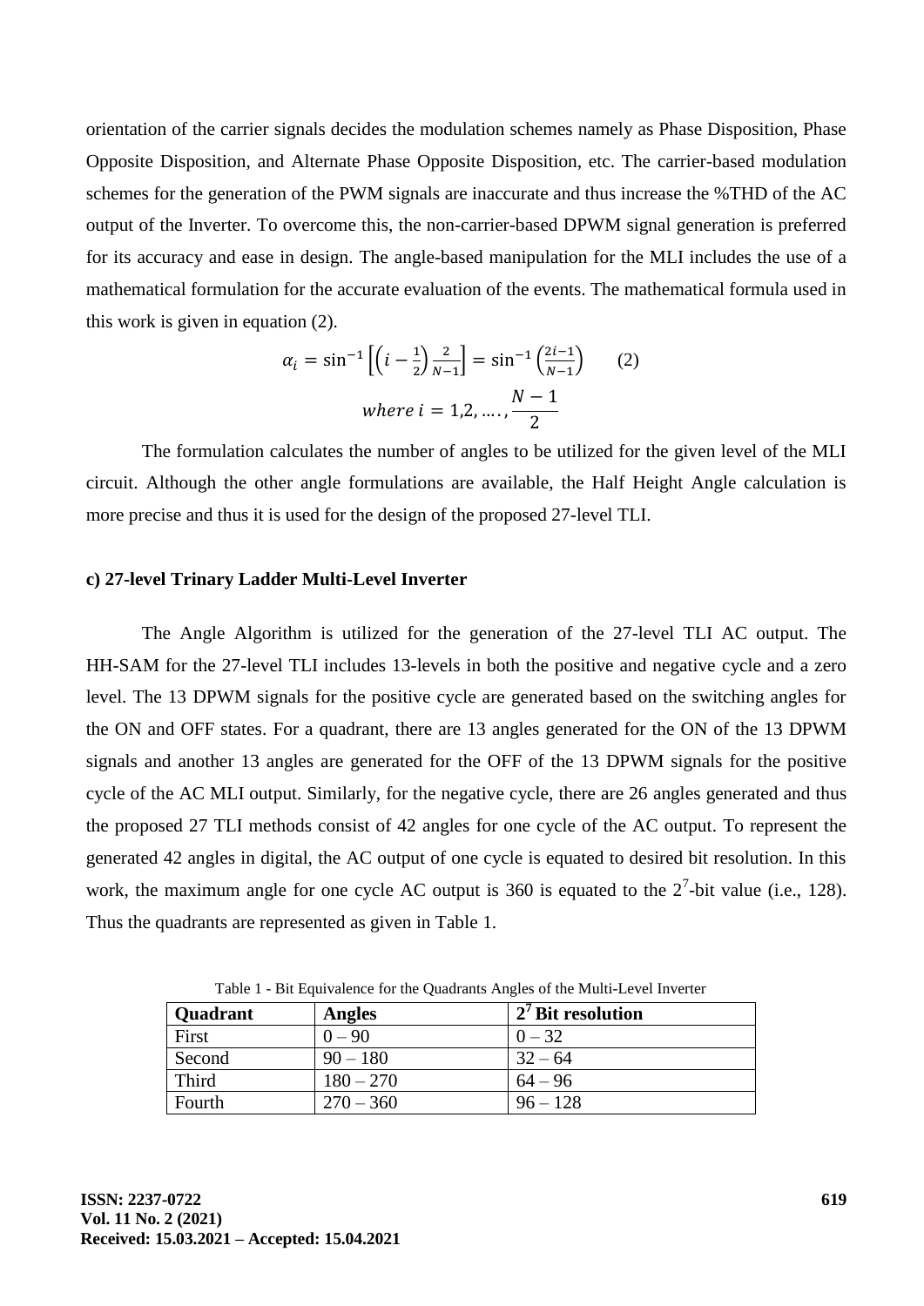orientation of the carrier signals decides the modulation schemes namely as Phase Disposition, Phase Opposite Disposition, and Alternate Phase Opposite Disposition, etc. The carrier-based modulation schemes for the generation of the PWM signals are inaccurate and thus increase the %THD of the AC output of the Inverter. To overcome this, the non-carrier-based DPWM signal generation is preferred for its accuracy and ease in design. The angle-based manipulation for the MLI includes the use of a mathematical formulation for the accurate evaluation of the events. The mathematical formula used in this work is given in equation (2).

$$\alpha_i = \sin^{-1}\left[\left(i - \frac{1}{2}\right)\frac{2}{N-1}\right] = \sin^{-1}\left(\frac{2i-1}{N-1}\right) \qquad (2)$$

$$where\ i = 1,2, \ldots., \frac{N-1}{2}$$

The formulation calculates the number of angles to be utilized for the given level of the MLI circuit. Although the other angle formulations are available, the Half Height Angle calculation is more precise and thus it is used for the design of the proposed 27-level TLI.

### c) 27-level Trinary Ladder Multi-Level Inverter

The Angle Algorithm is utilized for the generation of the 27-level TLI AC output. The HH-SAM for the 27-level TLI includes 13-levels in both the positive and negative cycle and a zero level. The 13 DPWM signals for the positive cycle are generated based on the switching angles for the ON and OFF states. For a quadrant, there are 13 angles generated for the ON of the 13 DPWM signals and another 13 angles are generated for the OFF of the 13 DPWM signals for the positive cycle of the AC MLI output. Similarly, for the negative cycle, there are 26 angles generated and thus the proposed 27 TLI methods consist of 42 angles for one cycle of the AC output. To represent the generated 42 angles in digital, the AC output of one cycle is equated to desired bit resolution. In this work, the maximum angle for one cycle AC output is 360 is equated to the $2^7$-bit value (i.e., 128). Thus the quadrants are represented as given in Table 1.

Table 1 - Bit Equivalence for the Quadrants Angles of the Multi-Level Inverter

| Quadrant | Angles | $2^7$ Bit resolution |
|---|---|---|
| First | 0 – 90 | 0 – 32 |
| Second | 90 – 180 | 32 – 64 |
| Third | 180 – 270 | 64 – 96 |
| Fourth | 270 – 360 | 96 – 128 |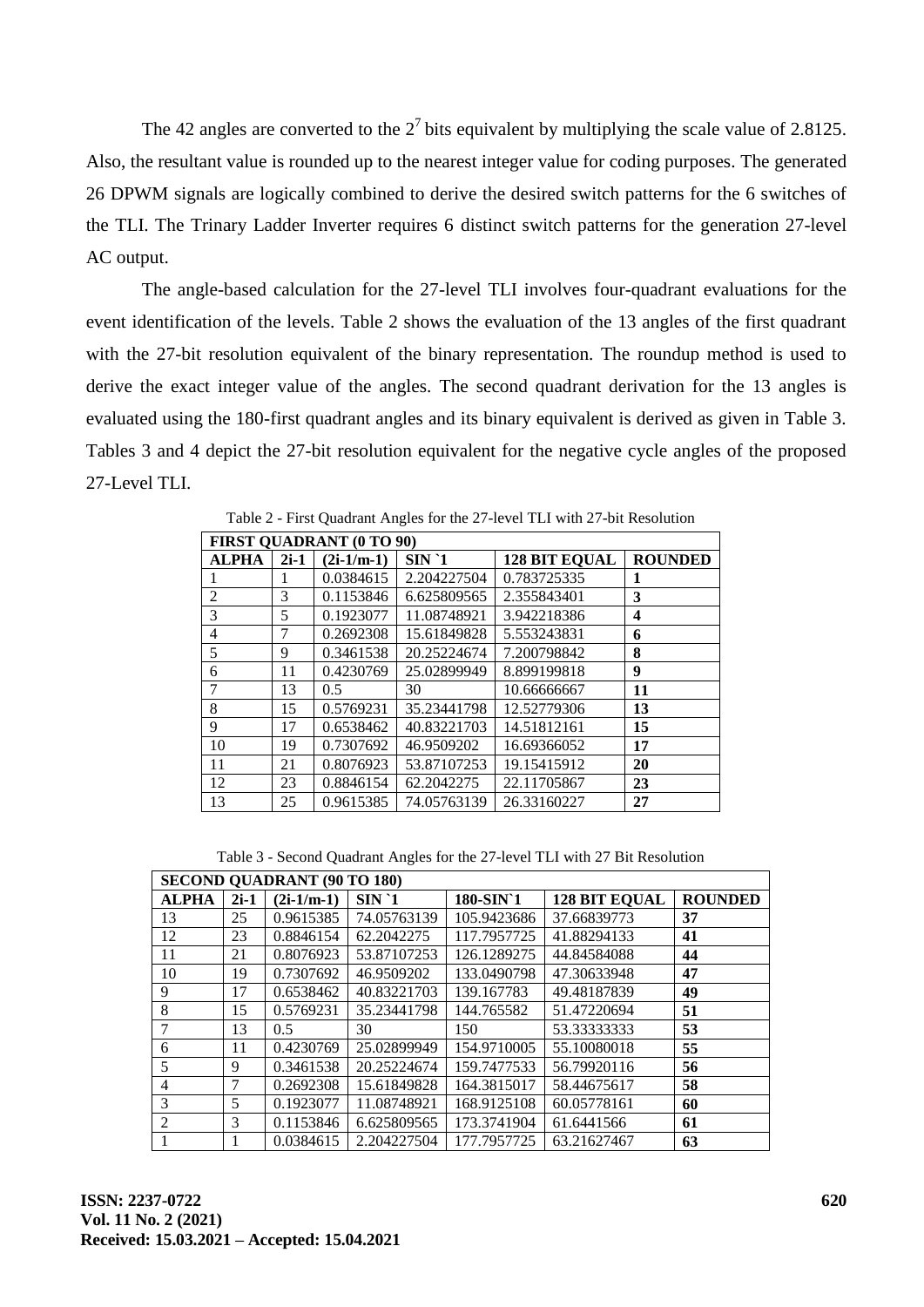The 42 angles are converted to the $2^7$ bits equivalent by multiplying the scale value of 2.8125. Also, the resultant value is rounded up to the nearest integer value for coding purposes. The generated 26 DPWM signals are logically combined to derive the desired switch patterns for the 6 switches of the TLI. The Trinary Ladder Inverter requires 6 distinct switch patterns for the generation 27-level AC output.

The angle-based calculation for the 27-level TLI involves four-quadrant evaluations for the event identification of the levels. Table 2 shows the evaluation of the 13 angles of the first quadrant with the 27-bit resolution equivalent of the binary representation. The roundup method is used to derive the exact integer value of the angles. The second quadrant derivation for the 13 angles is evaluated using the 180-first quadrant angles and its binary equivalent is derived as given in Table 3. Tables 3 and 4 depict the 27-bit resolution equivalent for the negative cycle angles of the proposed 27-Level TLI.

Table 2 - First Quadrant Angles for the 27-level TLI with 27-bit Resolution

| FIRST QUADRANT (0 TO 90) | | | | | |
|---|---|---|---|---|---|
| **ALPHA** | **2i-1** | **(2i-1/m-1)** | **SIN `1** | **128 BIT EQUAL** | **ROUNDED** |
| 1 | 1 | 0.0384615 | 2.204227504 | 0.783725335 | **1** |
| 2 | 3 | 0.1153846 | 6.625809565 | 2.355843401 | **3** |
| 3 | 5 | 0.1923077 | 11.08748921 | 3.942218386 | **4** |
| 4 | 7 | 0.2692308 | 15.61849828 | 5.553243831 | **6** |
| 5 | 9 | 0.3461538 | 20.25224674 | 7.200798842 | **8** |
| 6 | 11 | 0.4230769 | 25.02899949 | 8.899199818 | **9** |
| 7 | 13 | 0.5 | 30 | 10.66666667 | **11** |
| 8 | 15 | 0.5769231 | 35.23441798 | 12.52779306 | **13** |
| 9 | 17 | 0.6538462 | 40.83221703 | 14.51812161 | **15** |
| 10 | 19 | 0.7307692 | 46.9509202 | 16.69366052 | **17** |
| 11 | 21 | 0.8076923 | 53.87107253 | 19.15415912 | **20** |
| 12 | 23 | 0.8846154 | 62.2042275 | 22.11705867 | **23** |
| 13 | 25 | 0.9615385 | 74.05763139 | 26.33160227 | **27** |

Table 3 - Second Quadrant Angles for the 27-level TLI with 27 Bit Resolution

| SECOND QUADRANT (90 TO 180) | | | | | | |
|---|---|---|---|---|---|---|
| **ALPHA** | **2i-1** | **(2i-1/m-1)** | **SIN `1** | **180-SIN`1** | **128 BIT EQUAL** | **ROUNDED** |
| 13 | 25 | 0.9615385 | 74.05763139 | 105.9423686 | 37.66839773 | **37** |
| 12 | 23 | 0.8846154 | 62.2042275 | 117.7957725 | 41.88294133 | **41** |
| 11 | 21 | 0.8076923 | 53.87107253 | 126.1289275 | 44.84584088 | **44** |
| 10 | 19 | 0.7307692 | 46.9509202 | 133.0490798 | 47.30633948 | **47** |
| 9 | 17 | 0.6538462 | 40.83221703 | 139.167783 | 49.48187839 | **49** |
| 8 | 15 | 0.5769231 | 35.23441798 | 144.765582 | 51.47220694 | **51** |
| 7 | 13 | 0.5 | 30 | 150 | 53.33333333 | **53** |
| 6 | 11 | 0.4230769 | 25.02899949 | 154.9710005 | 55.10080018 | **55** |
| 5 | 9 | 0.3461538 | 20.25224674 | 159.7477533 | 56.79920116 | **56** |
| 4 | 7 | 0.2692308 | 15.61849828 | 164.3815017 | 58.44675617 | **58** |
| 3 | 5 | 0.1923077 | 11.08748921 | 168.9125108 | 60.05778161 | **60** |
| 2 | 3 | 0.1153846 | 6.625809565 | 173.3741904 | 61.6441566 | **61** |
| 1 | 1 | 0.0384615 | 2.204227504 | 177.7957725 | 63.21627467 | **63** |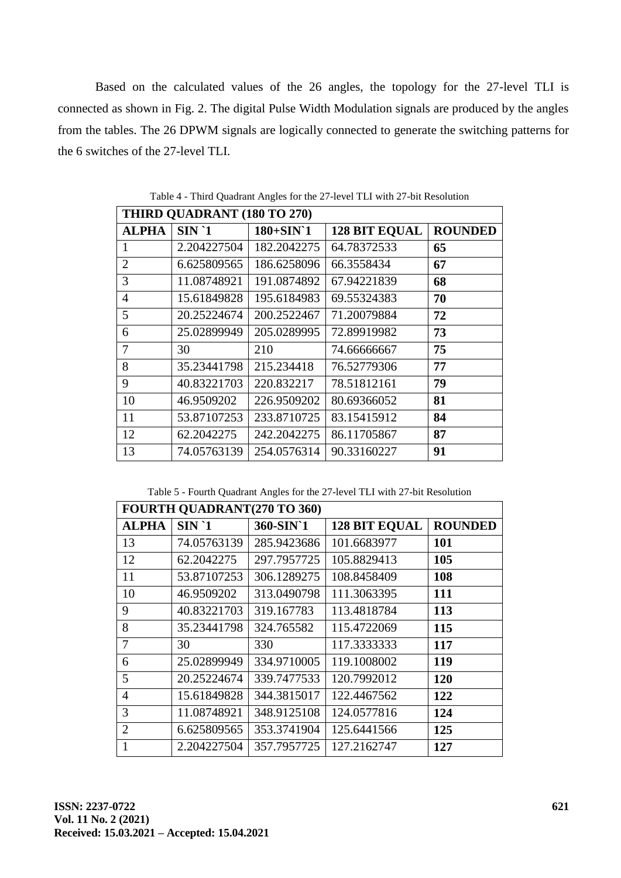Based on the calculated values of the 26 angles, the topology for the 27-level TLI is connected as shown in Fig. 2. The digital Pulse Width Modulation signals are produced by the angles from the tables. The 26 DPWM signals are logically connected to generate the switching patterns for the 6 switches of the 27-level TLI.

Table 4 - Third Quadrant Angles for the 27-level TLI with 27-bit Resolution

| **THIRD QUADRANT (180 TO 270)** | | | | |
|---|---|---|---|---|
| **ALPHA** | **SIN `1** | **180+SIN`1** | **128 BIT EQUAL** | **ROUNDED** |
| 1 | 2.204227504 | 182.2042275 | 64.78372533 | **65** |
| 2 | 6.625809565 | 186.6258096 | 66.3558434 | **67** |
| 3 | 11.08748921 | 191.0874892 | 67.94221839 | **68** |
| 4 | 15.61849828 | 195.6184983 | 69.55324383 | **70** |
| 5 | 20.25224674 | 200.2522467 | 71.20079884 | **72** |
| 6 | 25.02899949 | 205.0289995 | 72.89919982 | **73** |
| 7 | 30 | 210 | 74.66666667 | **75** |
| 8 | 35.23441798 | 215.234418 | 76.52779306 | **77** |
| 9 | 40.83221703 | 220.832217 | 78.51812161 | **79** |
| 10 | 46.9509202 | 226.9509202 | 80.69366052 | **81** |
| 11 | 53.87107253 | 233.8710725 | 83.15415912 | **84** |
| 12 | 62.2042275 | 242.2042275 | 86.11705867 | **87** |
| 13 | 74.05763139 | 254.0576314 | 90.33160227 | **91** |

Table 5 - Fourth Quadrant Angles for the 27-level TLI with 27-bit Resolution

| **FOURTH QUADRANT(270 TO 360)** | | | | |
|---|---|---|---|---|
| **ALPHA** | **SIN `1** | **360-SIN`1** | **128 BIT EQUAL** | **ROUNDED** |
| 13 | 74.05763139 | 285.9423686 | 101.6683977 | **101** |
| 12 | 62.2042275 | 297.7957725 | 105.8829413 | **105** |
| 11 | 53.87107253 | 306.1289275 | 108.8458409 | **108** |
| 10 | 46.9509202 | 313.0490798 | 111.3063395 | **111** |
| 9 | 40.83221703 | 319.167783 | 113.4818784 | **113** |
| 8 | 35.23441798 | 324.765582 | 115.4722069 | **115** |
| 7 | 30 | 330 | 117.3333333 | **117** |
| 6 | 25.02899949 | 334.9710005 | 119.1008002 | **119** |
| 5 | 20.25224674 | 339.7477533 | 120.7992012 | **120** |
| 4 | 15.61849828 | 344.3815017 | 122.4467562 | **122** |
| 3 | 11.08748921 | 348.9125108 | 124.0577816 | **124** |
| 2 | 6.625809565 | 353.3741904 | 125.6441566 | **125** |
| 1 | 2.204227504 | 357.7957725 | 127.2162747 | **127** |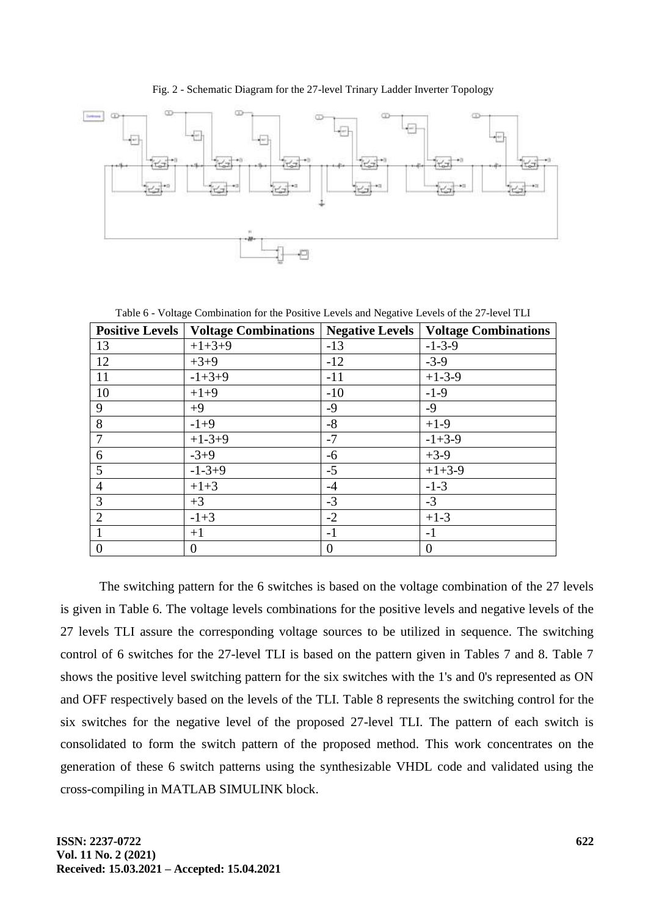Fig. 2 - Schematic Diagram for the 27-level Trinary Ladder Inverter Topology

Table 6 - Voltage Combination for the Positive Levels and Negative Levels of the 27-level TLI

| Positive Levels | Voltage Combinations | Negative Levels | Voltage Combinations |
|---|---|---|---|
| 13 | +1+3+9 | -13 | -1-3-9 |
| 12 | +3+9 | -12 | -3-9 |
| 11 | -1+3+9 | -11 | +1-3-9 |
| 10 | +1+9 | -10 | -1-9 |
| 9 | +9 | -9 | -9 |
| 8 | -1+9 | -8 | +1-9 |
| 7 | +1-3+9 | -7 | -1+3-9 |
| 6 | -3+9 | -6 | +3-9 |
| 5 | -1-3+9 | -5 | +1+3-9 |
| 4 | +1+3 | -4 | -1-3 |
| 3 | +3 | -3 | -3 |
| 2 | -1+3 | -2 | +1-3 |
| 1 | +1 | -1 | -1 |
| 0 | 0 | 0 | 0 |

The switching pattern for the 6 switches is based on the voltage combination of the 27 levels is given in Table 6. The voltage levels combinations for the positive levels and negative levels of the 27 levels TLI assure the corresponding voltage sources to be utilized in sequence. The switching control of 6 switches for the 27-level TLI is based on the pattern given in Tables 7 and 8. Table 7 shows the positive level switching pattern for the six switches with the 1's and 0's represented as ON and OFF respectively based on the levels of the TLI. Table 8 represents the switching control for the six switches for the negative level of the proposed 27-level TLI. The pattern of each switch is consolidated to form the switch pattern of the proposed method. This work concentrates on the generation of these 6 switch patterns using the synthesizable VHDL code and validated using the cross-compiling in MATLAB SIMULINK block.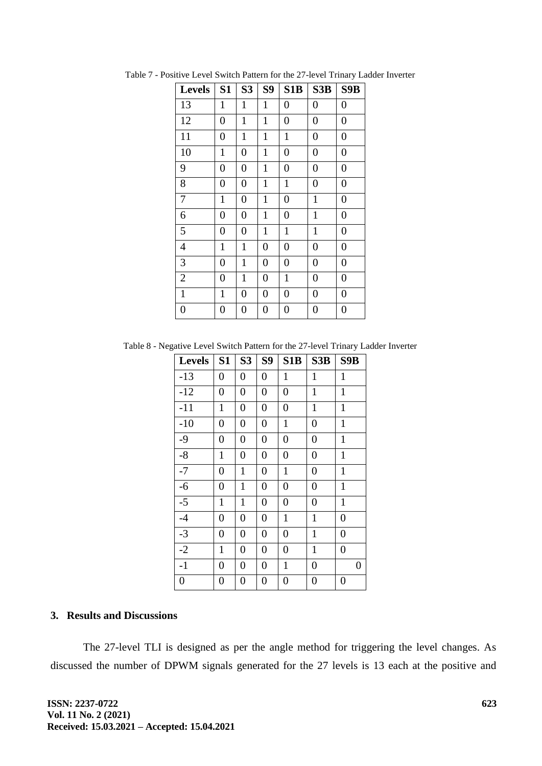Table 7 - Positive Level Switch Pattern for the 27-level Trinary Ladder Inverter

| Levels | S1 | S3 | S9 | S1B | S3B | S9B |
|---|---|---|---|---|---|---|
| 13 | 1 | 1 | 1 | 0 | 0 | 0 |
| 12 | 0 | 1 | 1 | 0 | 0 | 0 |
| 11 | 0 | 1 | 1 | 1 | 0 | 0 |
| 10 | 1 | 0 | 1 | 0 | 0 | 0 |
| 9 | 0 | 0 | 1 | 0 | 0 | 0 |
| 8 | 0 | 0 | 1 | 1 | 0 | 0 |
| 7 | 1 | 0 | 1 | 0 | 1 | 0 |
| 6 | 0 | 0 | 1 | 0 | 1 | 0 |
| 5 | 0 | 0 | 1 | 1 | 1 | 0 |
| 4 | 1 | 1 | 0 | 0 | 0 | 0 |
| 3 | 0 | 1 | 0 | 0 | 0 | 0 |
| 2 | 0 | 1 | 0 | 1 | 0 | 0 |
| 1 | 1 | 0 | 0 | 0 | 0 | 0 |
| 0 | 0 | 0 | 0 | 0 | 0 | 0 |

Table 8 - Negative Level Switch Pattern for the 27-level Trinary Ladder Inverter

| Levels | S1 | S3 | S9 | S1B | S3B | S9B |
|---|---|---|---|---|---|---|
| -13 | 0 | 0 | 0 | 1 | 1 | 1 |
| -12 | 0 | 0 | 0 | 0 | 1 | 1 |
| -11 | 1 | 0 | 0 | 0 | 1 | 1 |
| -10 | 0 | 0 | 0 | 1 | 0 | 1 |
| -9 | 0 | 0 | 0 | 0 | 0 | 1 |
| -8 | 1 | 0 | 0 | 0 | 0 | 1 |
| -7 | 0 | 1 | 0 | 1 | 0 | 1 |
| -6 | 0 | 1 | 0 | 0 | 0 | 1 |
| -5 | 1 | 1 | 0 | 0 | 0 | 1 |
| -4 | 0 | 0 | 0 | 1 | 1 | 0 |
| -3 | 0 | 0 | 0 | 0 | 1 | 0 |
| -2 | 1 | 0 | 0 | 0 | 1 | 0 |
| -1 | 0 | 0 | 0 | 1 | 0 | 0 |
| 0 | 0 | 0 | 0 | 0 | 0 | 0 |

## 3. Results and Discussions

The 27-level TLI is designed as per the angle method for triggering the level changes. As discussed the number of DPWM signals generated for the 27 levels is 13 each at the positive and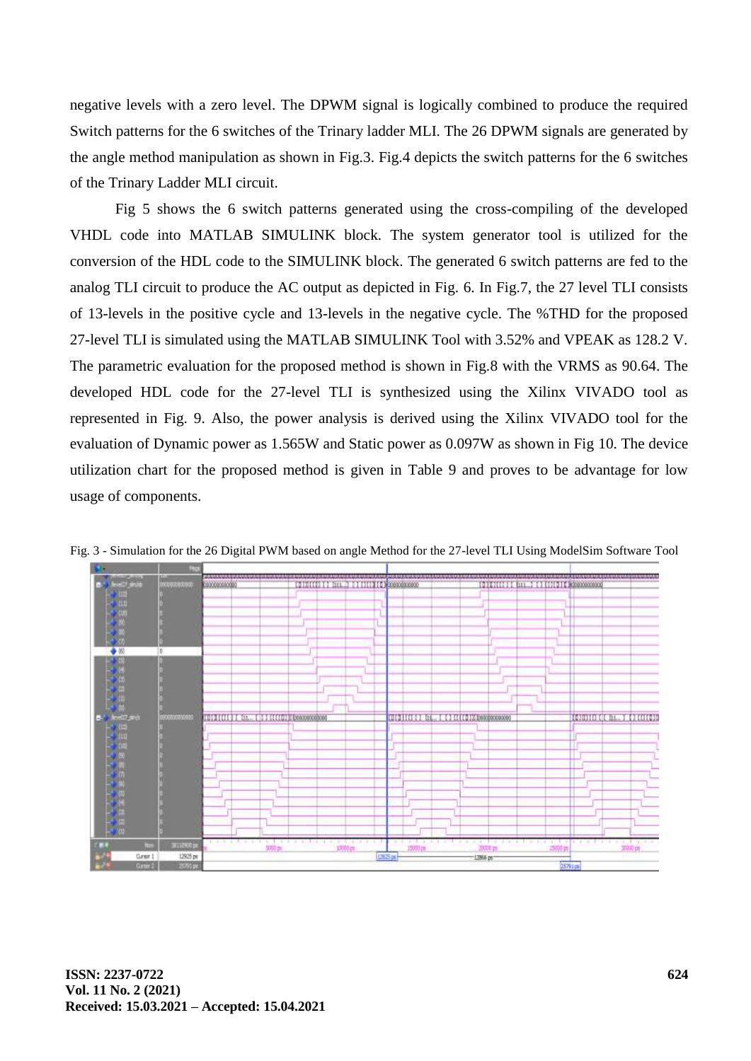negative levels with a zero level. The DPWM signal is logically combined to produce the required Switch patterns for the 6 switches of the Trinary ladder MLI. The 26 DPWM signals are generated by the angle method manipulation as shown in Fig.3. Fig.4 depicts the switch patterns for the 6 switches of the Trinary Ladder MLI circuit.

Fig 5 shows the 6 switch patterns generated using the cross-compiling of the developed VHDL code into MATLAB SIMULINK block. The system generator tool is utilized for the conversion of the HDL code to the SIMULINK block. The generated 6 switch patterns are fed to the analog TLI circuit to produce the AC output as depicted in Fig. 6. In Fig.7, the 27 level TLI consists of 13-levels in the positive cycle and 13-levels in the negative cycle. The %THD for the proposed 27-level TLI is simulated using the MATLAB SIMULINK Tool with 3.52% and VPEAK as 128.2 V. The parametric evaluation for the proposed method is shown in Fig.8 with the VRMS as 90.64. The developed HDL code for the 27-level TLI is synthesized using the Xilinx VIVADO tool as represented in Fig. 9. Also, the power analysis is derived using the Xilinx VIVADO tool for the evaluation of Dynamic power as 1.565W and Static power as 0.097W as shown in Fig 10. The device utilization chart for the proposed method is given in Table 9 and proves to be advantage for low usage of components.

Fig. 3 - Simulation for the 26 Digital PWM based on angle Method for the 27-level TLI Using ModelSim Software Tool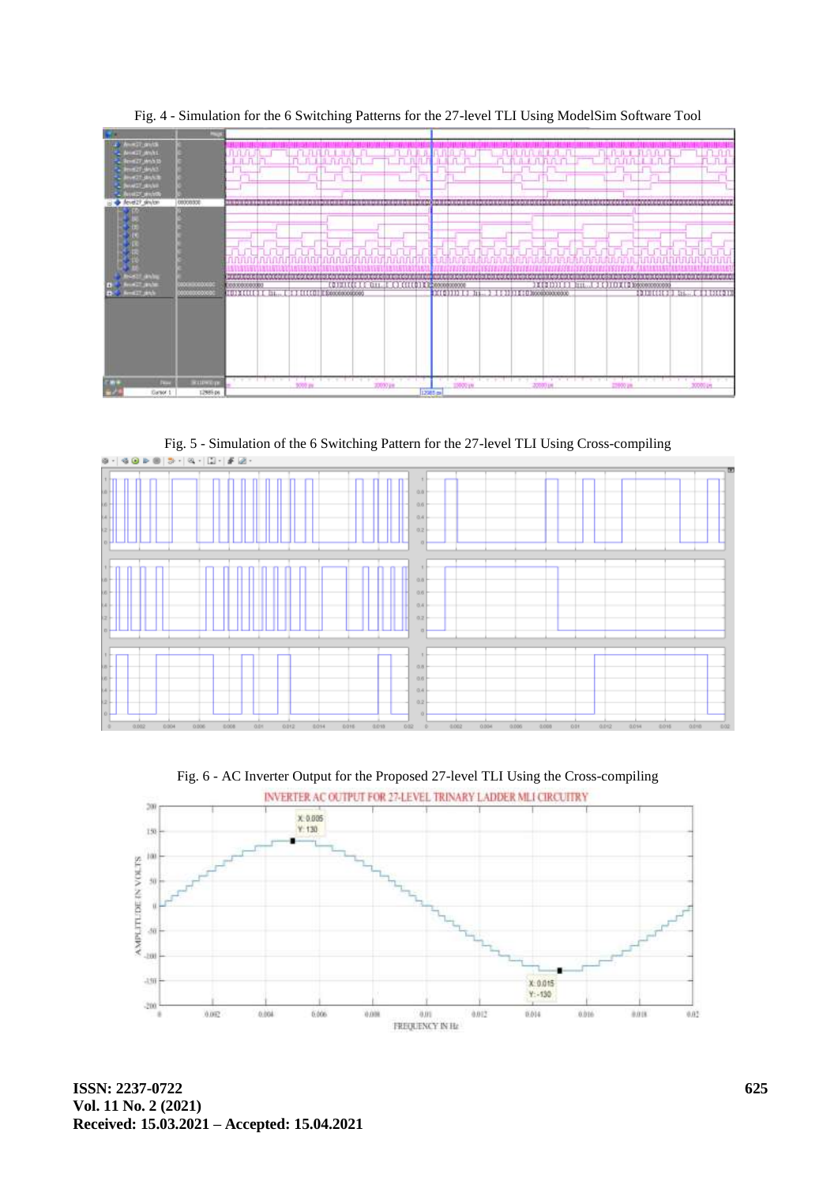Fig. 4 - Simulation for the 6 Switching Patterns for the 27-level TLI Using ModelSim Software Tool

Fig. 5 - Simulation of the 6 Switching Pattern for the 27-level TLI Using Cross-compiling

Fig. 6 - AC Inverter Output for the Proposed 27-level TLI Using the Cross-compiling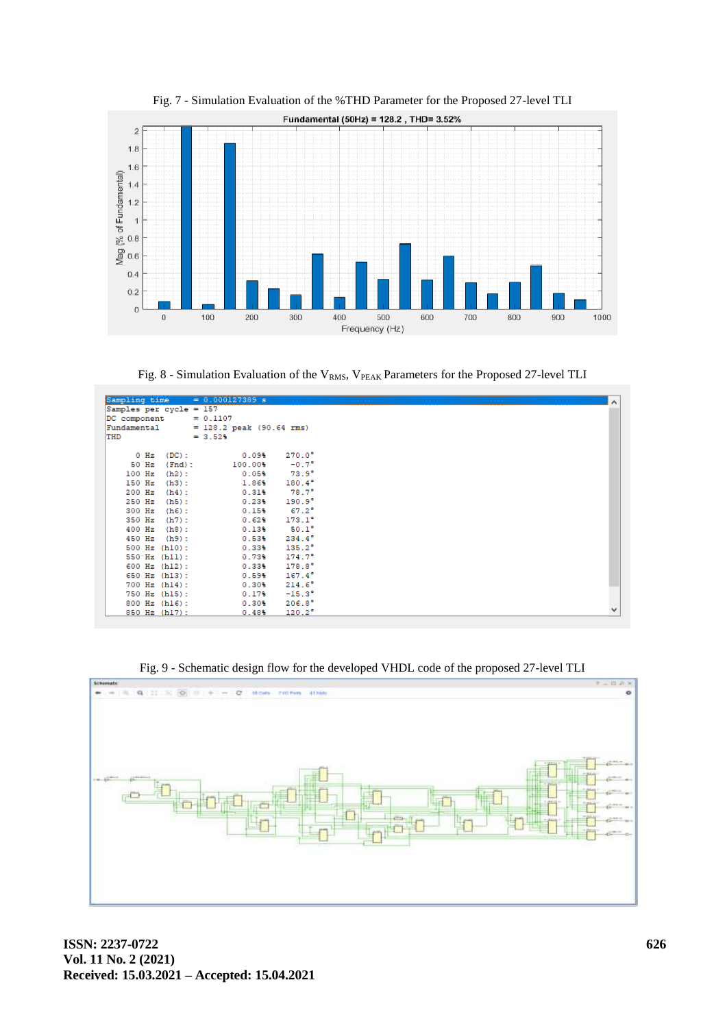Fig. 7 - Simulation Evaluation of the %THD Parameter for the Proposed 27-level TLI

Fig. 8 - Simulation Evaluation of the $V_{RMS}$, $V_{PEAK}$ Parameters for the Proposed 27-level TLI

Fig. 9 - Schematic design flow for the developed VHDL code of the proposed 27-level TLI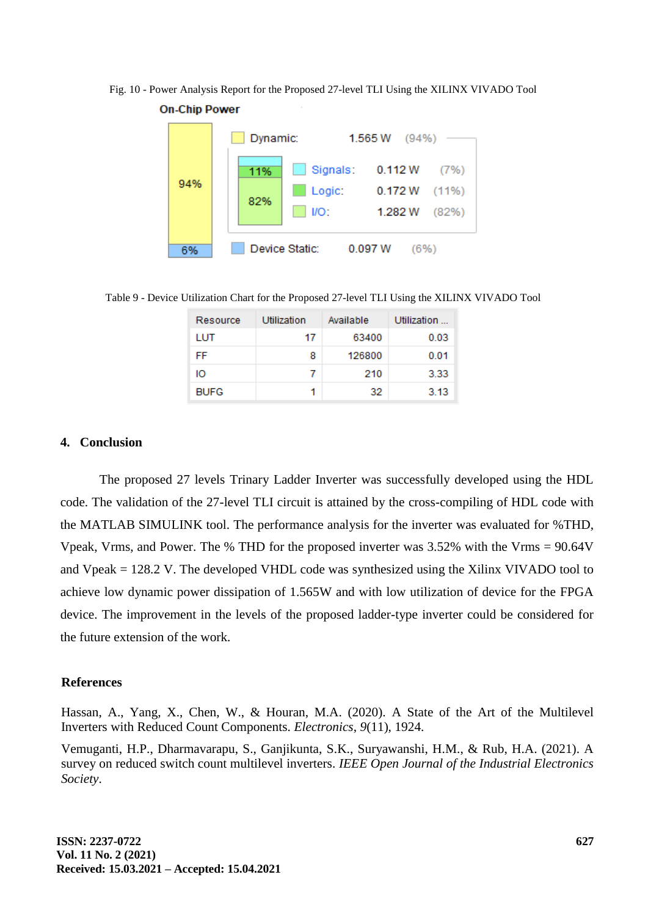Fig. 10 - Power Analysis Report for the Proposed 27-level TLI Using the XILINX VIVADO Tool

**On-Chip Power**

| | | |
|---|---|---|
| Dynamic: | 1.565 W | (94%) |
| Signals: | 0.112 W | (7%) |
| Logic: | 0.172 W | (11%) |
| I/O: | 1.282 W | (82%) |
| Device Static: | 0.097 W | (6%) |

Table 9 - Device Utilization Chart for the Proposed 27-level TLI Using the XILINX VIVADO Tool

| Resource | Utilization | Available | Utilization ... |
|---|---|---|---|
| LUT | 17 | 63400 | 0.03 |
| FF | 8 | 126800 | 0.01 |
| IO | 7 | 210 | 3.33 |
| BUFG | 1 | 32 | 3.13 |

## 4. Conclusion

The proposed 27 levels Trinary Ladder Inverter was successfully developed using the HDL code. The validation of the 27-level TLI circuit is attained by the cross-compiling of HDL code with the MATLAB SIMULINK tool. The performance analysis for the inverter was evaluated for %THD, Vpeak, Vrms, and Power. The % THD for the proposed inverter was 3.52% with the Vrms = 90.64V and Vpeak = 128.2 V. The developed VHDL code was synthesized using the Xilinx VIVADO tool to achieve low dynamic power dissipation of 1.565W and with low utilization of device for the FPGA device. The improvement in the levels of the proposed ladder-type inverter could be considered for the future extension of the work.

## References

Hassan, A., Yang, X., Chen, W., & Houran, M.A. (2020). A State of the Art of the Multilevel Inverters with Reduced Count Components. *Electronics*, *9*(11), 1924.

Vemuganti, H.P., Dharmavarapu, S., Ganjikunta, S.K., Suryawanshi, H.M., & Rub, H.A. (2021). A survey on reduced switch count multilevel inverters. *IEEE Open Journal of the Industrial Electronics Society*.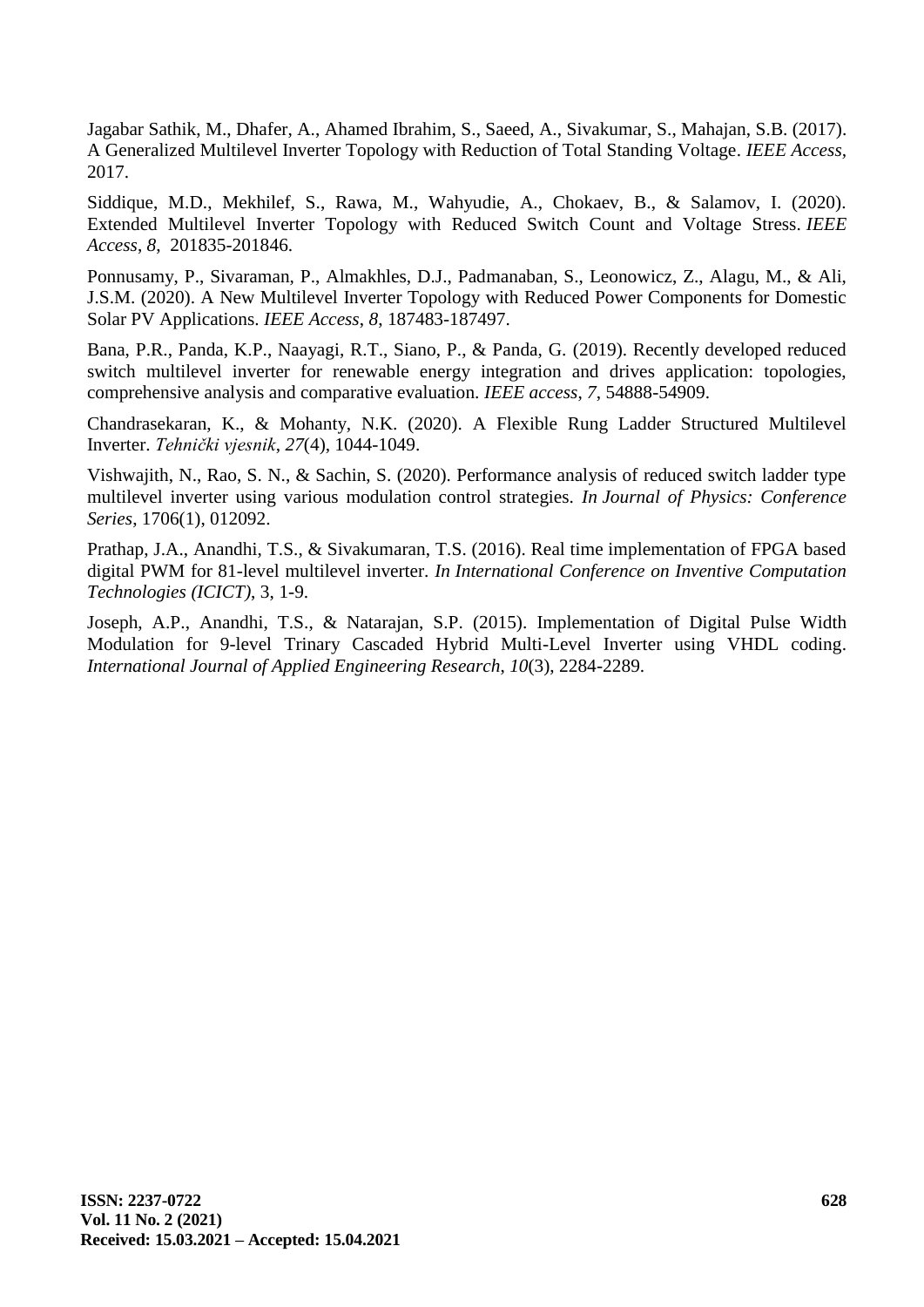Jagabar Sathik, M., Dhafer, A., Ahamed Ibrahim, S., Saeed, A., Sivakumar, S., Mahajan, S.B. (2017). A Generalized Multilevel Inverter Topology with Reduction of Total Standing Voltage. *IEEE Access*, 2017.

Siddique, M.D., Mekhilef, S., Rawa, M., Wahyudie, A., Chokaev, B., & Salamov, I. (2020). Extended Multilevel Inverter Topology with Reduced Switch Count and Voltage Stress. *IEEE Access*, *8*, 201835-201846.

Ponnusamy, P., Sivaraman, P., Almakhles, D.J., Padmanaban, S., Leonowicz, Z., Alagu, M., & Ali, J.S.M. (2020). A New Multilevel Inverter Topology with Reduced Power Components for Domestic Solar PV Applications. *IEEE Access*, *8*, 187483-187497.

Bana, P.R., Panda, K.P., Naayagi, R.T., Siano, P., & Panda, G. (2019). Recently developed reduced switch multilevel inverter for renewable energy integration and drives application: topologies, comprehensive analysis and comparative evaluation. *IEEE access*, *7*, 54888-54909.

Chandrasekaran, K., & Mohanty, N.K. (2020). A Flexible Rung Ladder Structured Multilevel Inverter. *Tehnički vjesnik*, *27*(4), 1044-1049.

Vishwajith, N., Rao, S. N., & Sachin, S. (2020). Performance analysis of reduced switch ladder type multilevel inverter using various modulation control strategies. *In Journal of Physics: Conference Series*, 1706(1), 012092.

Prathap, J.A., Anandhi, T.S., & Sivakumaran, T.S. (2016). Real time implementation of FPGA based digital PWM for 81-level multilevel inverter. *In International Conference on Inventive Computation Technologies (ICICT)*, 3, 1-9.

Joseph, A.P., Anandhi, T.S., & Natarajan, S.P. (2015). Implementation of Digital Pulse Width Modulation for 9-level Trinary Cascaded Hybrid Multi-Level Inverter using VHDL coding. *International Journal of Applied Engineering Research*, *10*(3), 2284-2289.